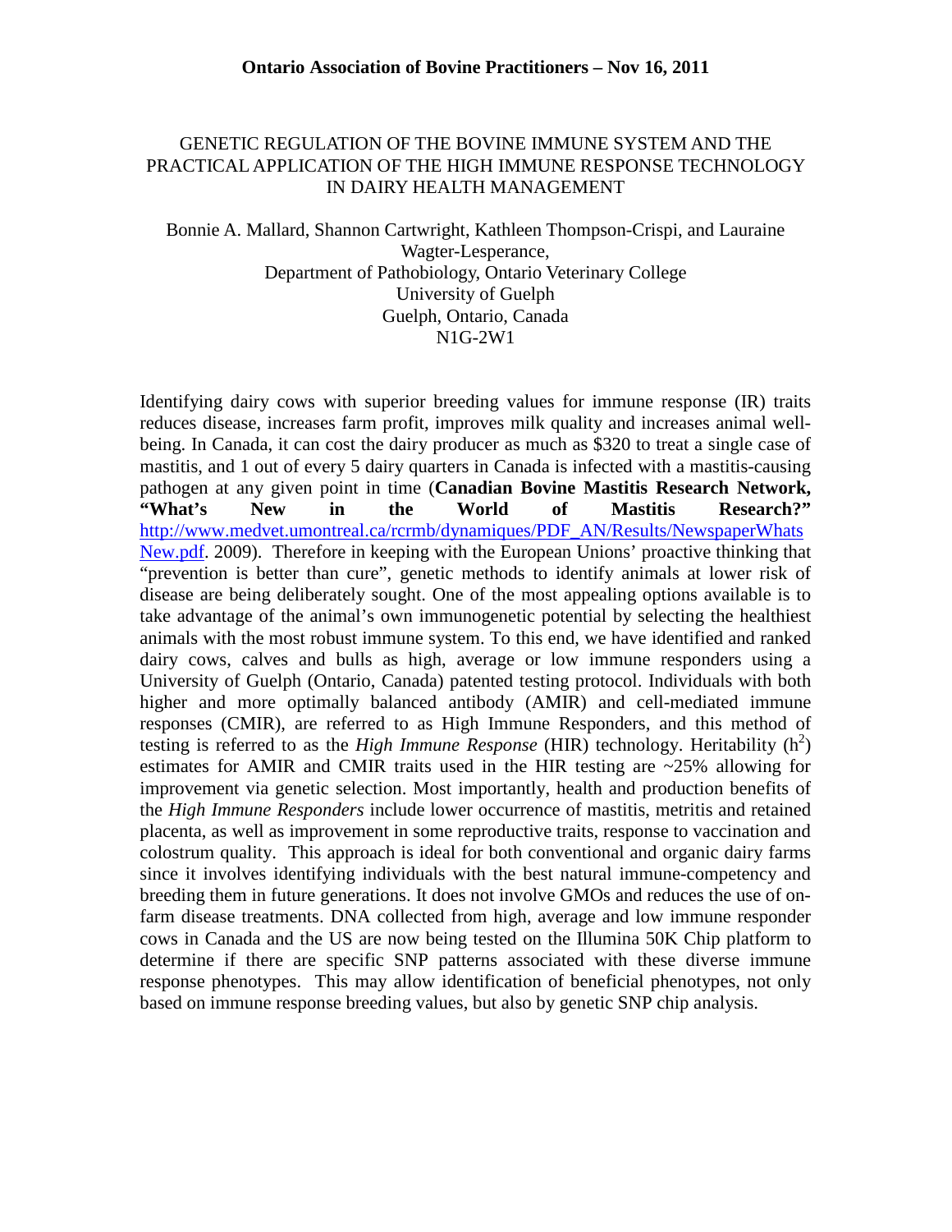**Ontario Association of Bovine Practitioners – Nov 16, 2011**

# GENETIC REGULATION OF THE BOVINE IMMUNE SYSTEM AND THE PRACTICAL APPLICATION OF THE HIGH IMMUNE RESPONSE TECHNOLOGY IN DAIRY HEALTH MANAGEMENT

Bonnie A. Mallard, Shannon Cartwright, Kathleen Thompson-Crispi, and Lauraine Wagter-Lesperance,
Department of Pathobiology, Ontario Veterinary College
University of Guelph
Guelph, Ontario, Canada
N1G-2W1

Identifying dairy cows with superior breeding values for immune response (IR) traits reduces disease, increases farm profit, improves milk quality and increases animal well-being. In Canada, it can cost the dairy producer as much as $320 to treat a single case of mastitis, and 1 out of every 5 dairy quarters in Canada is infected with a mastitis-causing pathogen at any given point in time (**Canadian Bovine Mastitis Research Network, "What's New in the World of Mastitis Research?"** [http://www.medvet.umontreal.ca/rcrmb/dynamiques/PDF_AN/Results/NewspaperWhatsNew.pdf](http://www.medvet.umontreal.ca/rcrmb/dynamiques/PDF_AN/Results/NewspaperWhatsNew.pdf). 2009). Therefore in keeping with the European Unions' proactive thinking that "prevention is better than cure", genetic methods to identify animals at lower risk of disease are being deliberately sought. One of the most appealing options available is to take advantage of the animal's own immunogenetic potential by selecting the healthiest animals with the most robust immune system. To this end, we have identified and ranked dairy cows, calves and bulls as high, average or low immune responders using a University of Guelph (Ontario, Canada) patented testing protocol. Individuals with both higher and more optimally balanced antibody (AMIR) and cell-mediated immune responses (CMIR), are referred to as High Immune Responders, and this method of testing is referred to as the *High Immune Response* (HIR) technology. Heritability ($h^2$) estimates for AMIR and CMIR traits used in the HIR testing are ~25% allowing for improvement via genetic selection. Most importantly, health and production benefits of the *High Immune Responders* include lower occurrence of mastitis, metritis and retained placenta, as well as improvement in some reproductive traits, response to vaccination and colostrum quality. This approach is ideal for both conventional and organic dairy farms since it involves identifying individuals with the best natural immune-competency and breeding them in future generations. It does not involve GMOs and reduces the use of on-farm disease treatments. DNA collected from high, average and low immune responder cows in Canada and the US are now being tested on the Illumina 50K Chip platform to determine if there are specific SNP patterns associated with these diverse immune response phenotypes. This may allow identification of beneficial phenotypes, not only based on immune response breeding values, but also by genetic SNP chip analysis.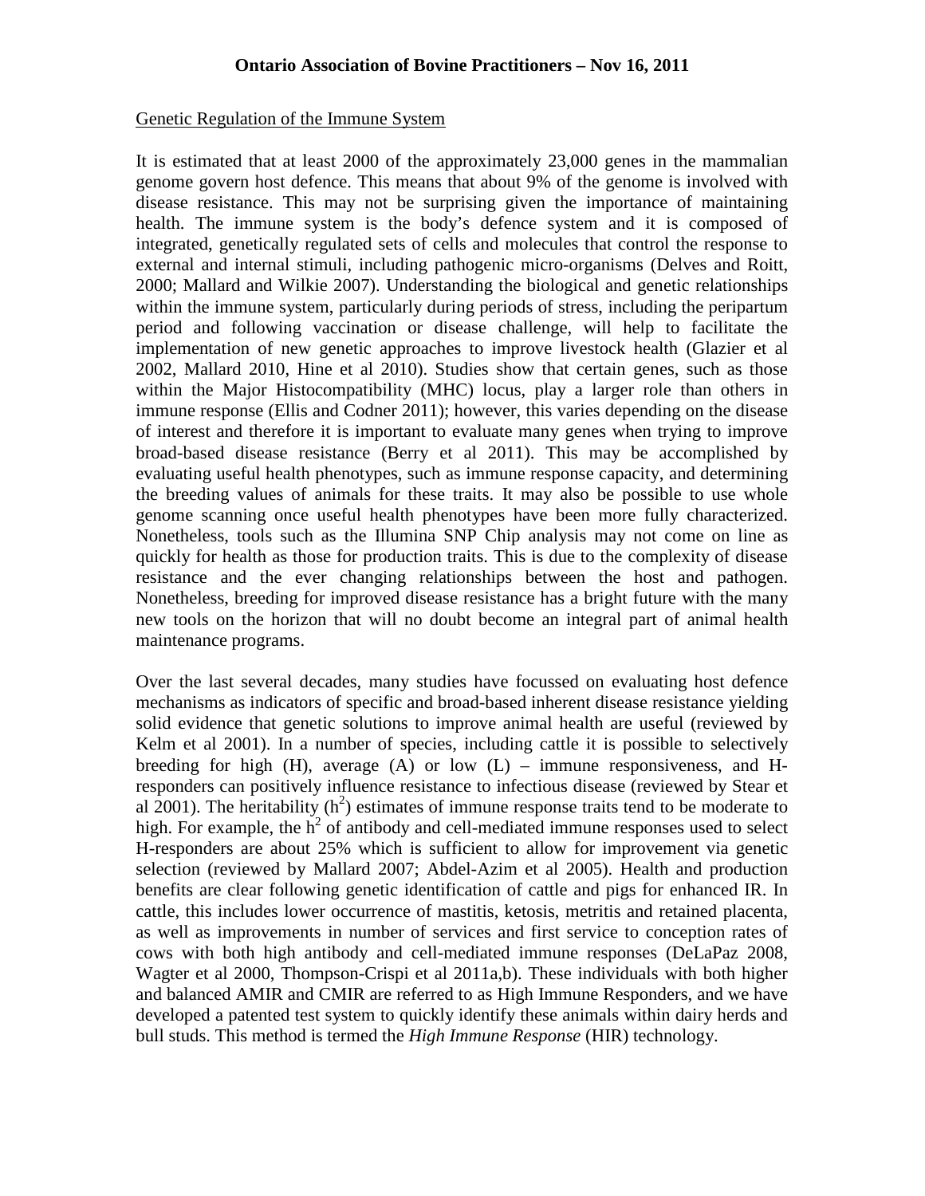Genetic Regulation of the Immune System

It is estimated that at least 2000 of the approximately 23,000 genes in the mammalian genome govern host defence. This means that about 9% of the genome is involved with disease resistance. This may not be surprising given the importance of maintaining health. The immune system is the body's defence system and it is composed of integrated, genetically regulated sets of cells and molecules that control the response to external and internal stimuli, including pathogenic micro-organisms (Delves and Roitt, 2000; Mallard and Wilkie 2007). Understanding the biological and genetic relationships within the immune system, particularly during periods of stress, including the peripartum period and following vaccination or disease challenge, will help to facilitate the implementation of new genetic approaches to improve livestock health (Glazier et al 2002, Mallard 2010, Hine et al 2010). Studies show that certain genes, such as those within the Major Histocompatibility (MHC) locus, play a larger role than others in immune response (Ellis and Codner 2011); however, this varies depending on the disease of interest and therefore it is important to evaluate many genes when trying to improve broad-based disease resistance (Berry et al 2011). This may be accomplished by evaluating useful health phenotypes, such as immune response capacity, and determining the breeding values of animals for these traits. It may also be possible to use whole genome scanning once useful health phenotypes have been more fully characterized. Nonetheless, tools such as the Illumina SNP Chip analysis may not come on line as quickly for health as those for production traits. This is due to the complexity of disease resistance and the ever changing relationships between the host and pathogen. Nonetheless, breeding for improved disease resistance has a bright future with the many new tools on the horizon that will no doubt become an integral part of animal health maintenance programs.

Over the last several decades, many studies have focussed on evaluating host defence mechanisms as indicators of specific and broad-based inherent disease resistance yielding solid evidence that genetic solutions to improve animal health are useful (reviewed by Kelm et al 2001). In a number of species, including cattle it is possible to selectively breeding for high (H), average (A) or low (L) – immune responsiveness, and H-responders can positively influence resistance to infectious disease (reviewed by Stear et al 2001). The heritability ($h^2$) estimates of immune response traits tend to be moderate to high. For example, the $h^2$ of antibody and cell-mediated immune responses used to select H-responders are about 25% which is sufficient to allow for improvement via genetic selection (reviewed by Mallard 2007; Abdel-Azim et al 2005). Health and production benefits are clear following genetic identification of cattle and pigs for enhanced IR. In cattle, this includes lower occurrence of mastitis, ketosis, metritis and retained placenta, as well as improvements in number of services and first service to conception rates of cows with both high antibody and cell-mediated immune responses (DeLaPaz 2008, Wagter et al 2000, Thompson-Crispi et al 2011a,b). These individuals with both higher and balanced AMIR and CMIR are referred to as High Immune Responders, and we have developed a patented test system to quickly identify these animals within dairy herds and bull studs. This method is termed the *High Immune Response* (HIR) technology.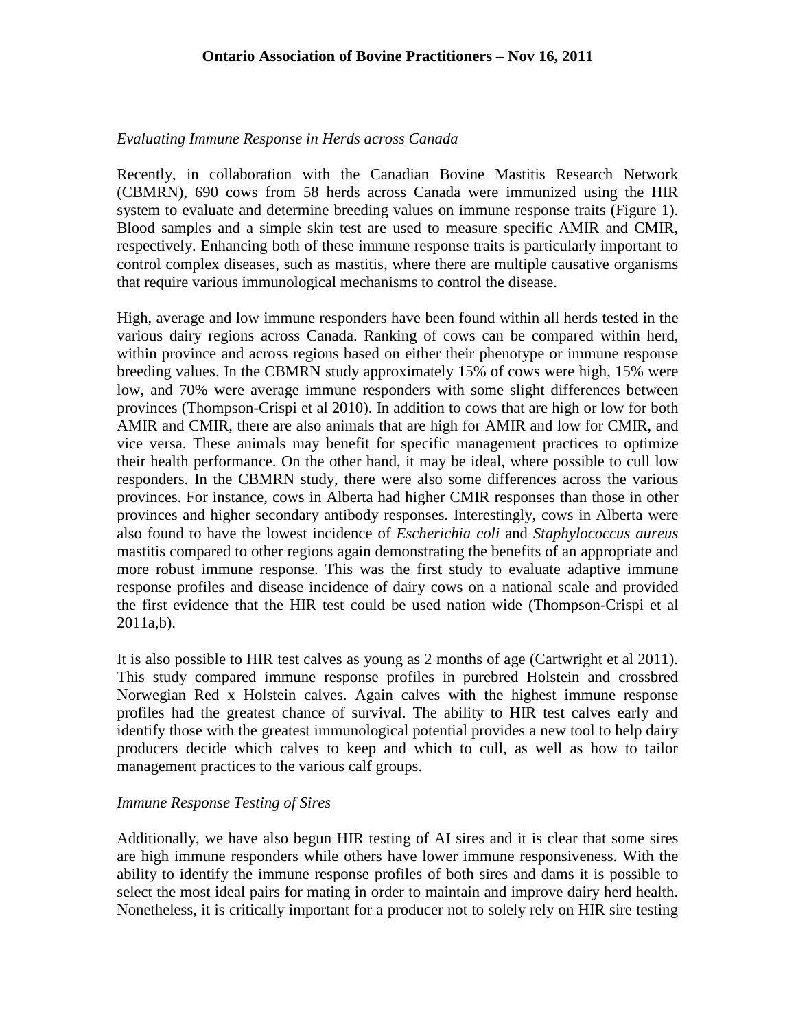*Evaluating Immune Response in Herds across Canada*

Recently, in collaboration with the Canadian Bovine Mastitis Research Network (CBMRN), 690 cows from 58 herds across Canada were immunized using the HIR system to evaluate and determine breeding values on immune response traits (Figure 1). Blood samples and a simple skin test are used to measure specific AMIR and CMIR, respectively. Enhancing both of these immune response traits is particularly important to control complex diseases, such as mastitis, where there are multiple causative organisms that require various immunological mechanisms to control the disease.

High, average and low immune responders have been found within all herds tested in the various dairy regions across Canada. Ranking of cows can be compared within herd, within province and across regions based on either their phenotype or immune response breeding values. In the CBMRN study approximately 15% of cows were high, 15% were low, and 70% were average immune responders with some slight differences between provinces (Thompson-Crispi et al 2010). In addition to cows that are high or low for both AMIR and CMIR, there are also animals that are high for AMIR and low for CMIR, and vice versa. These animals may benefit for specific management practices to optimize their health performance. On the other hand, it may be ideal, where possible to cull low responders. In the CBMRN study, there were also some differences across the various provinces. For instance, cows in Alberta had higher CMIR responses than those in other provinces and higher secondary antibody responses. Interestingly, cows in Alberta were also found to have the lowest incidence of *Escherichia coli* and *Staphylococcus aureus* mastitis compared to other regions again demonstrating the benefits of an appropriate and more robust immune response. This was the first study to evaluate adaptive immune response profiles and disease incidence of dairy cows on a national scale and provided the first evidence that the HIR test could be used nation wide (Thompson-Crispi et al 2011a,b).

It is also possible to HIR test calves as young as 2 months of age (Cartwright et al 2011). This study compared immune response profiles in purebred Holstein and crossbred Norwegian Red x Holstein calves. Again calves with the highest immune response profiles had the greatest chance of survival. The ability to HIR test calves early and identify those with the greatest immunological potential provides a new tool to help dairy producers decide which calves to keep and which to cull, as well as how to tailor management practices to the various calf groups.

*Immune Response Testing of Sires*

Additionally, we have also begun HIR testing of AI sires and it is clear that some sires are high immune responders while others have lower immune responsiveness. With the ability to identify the immune response profiles of both sires and dams it is possible to select the most ideal pairs for mating in order to maintain and improve dairy herd health. Nonetheless, it is critically important for a producer not to solely rely on HIR sire testing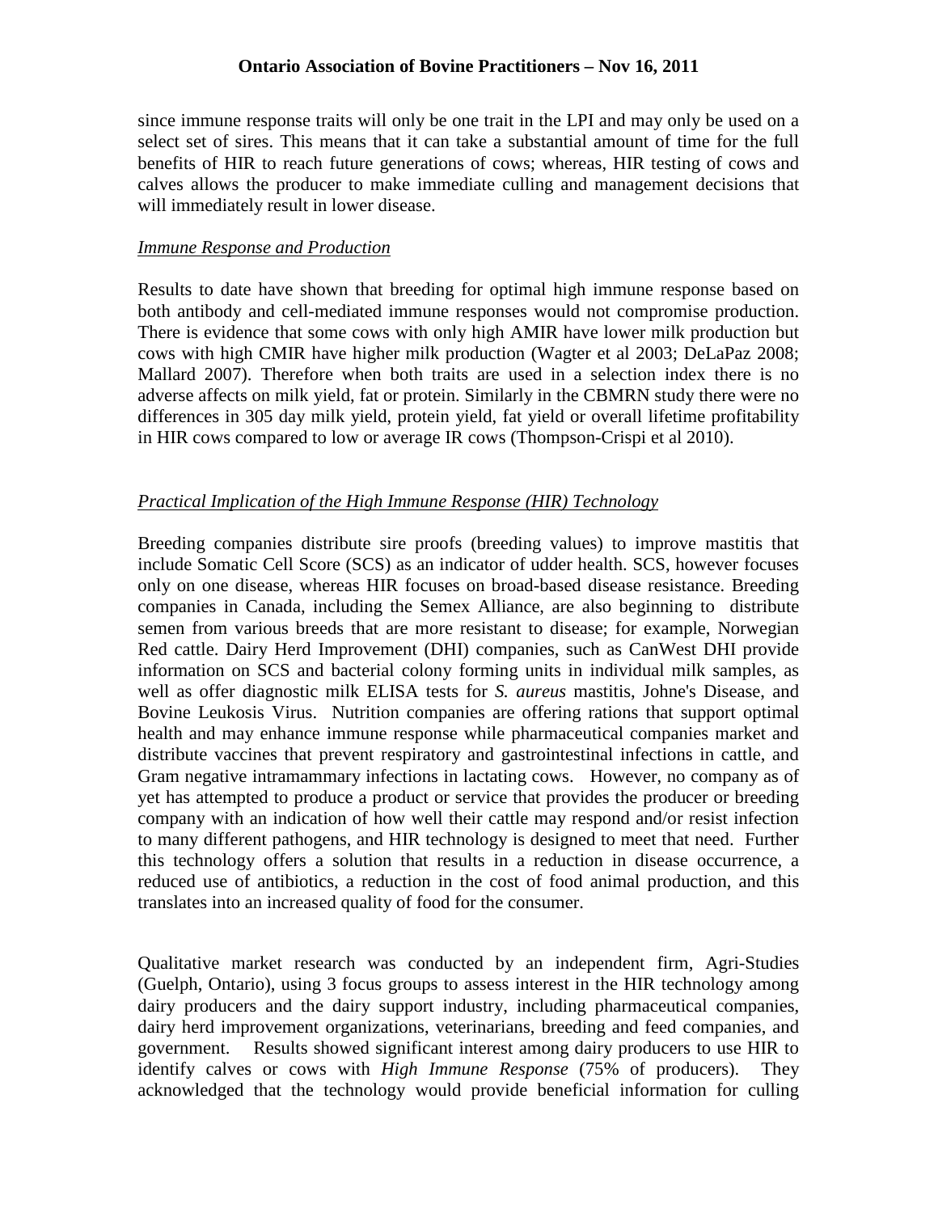since immune response traits will only be one trait in the LPI and may only be used on a select set of sires. This means that it can take a substantial amount of time for the full benefits of HIR to reach future generations of cows; whereas, HIR testing of cows and calves allows the producer to make immediate culling and management decisions that will immediately result in lower disease.

*Immune Response and Production*

Results to date have shown that breeding for optimal high immune response based on both antibody and cell-mediated immune responses would not compromise production. There is evidence that some cows with only high AMIR have lower milk production but cows with high CMIR have higher milk production (Wagter et al 2003; DeLaPaz 2008; Mallard 2007). Therefore when both traits are used in a selection index there is no adverse affects on milk yield, fat or protein. Similarly in the CBMRN study there were no differences in 305 day milk yield, protein yield, fat yield or overall lifetime profitability in HIR cows compared to low or average IR cows (Thompson-Crispi et al 2010).

*Practical Implication of the High Immune Response (HIR) Technology*

Breeding companies distribute sire proofs (breeding values) to improve mastitis that include Somatic Cell Score (SCS) as an indicator of udder health. SCS, however focuses only on one disease, whereas HIR focuses on broad-based disease resistance. Breeding companies in Canada, including the Semex Alliance, are also beginning to distribute semen from various breeds that are more resistant to disease; for example, Norwegian Red cattle. Dairy Herd Improvement (DHI) companies, such as CanWest DHI provide information on SCS and bacterial colony forming units in individual milk samples, as well as offer diagnostic milk ELISA tests for *S. aureus* mastitis, Johne's Disease, and Bovine Leukosis Virus. Nutrition companies are offering rations that support optimal health and may enhance immune response while pharmaceutical companies market and distribute vaccines that prevent respiratory and gastrointestinal infections in cattle, and Gram negative intramammary infections in lactating cows. However, no company as of yet has attempted to produce a product or service that provides the producer or breeding company with an indication of how well their cattle may respond and/or resist infection to many different pathogens, and HIR technology is designed to meet that need. Further this technology offers a solution that results in a reduction in disease occurrence, a reduced use of antibiotics, a reduction in the cost of food animal production, and this translates into an increased quality of food for the consumer.

Qualitative market research was conducted by an independent firm, Agri-Studies (Guelph, Ontario), using 3 focus groups to assess interest in the HIR technology among dairy producers and the dairy support industry, including pharmaceutical companies, dairy herd improvement organizations, veterinarians, breeding and feed companies, and government. Results showed significant interest among dairy producers to use HIR to identify calves or cows with *High Immune Response* (75% of producers). They acknowledged that the technology would provide beneficial information for culling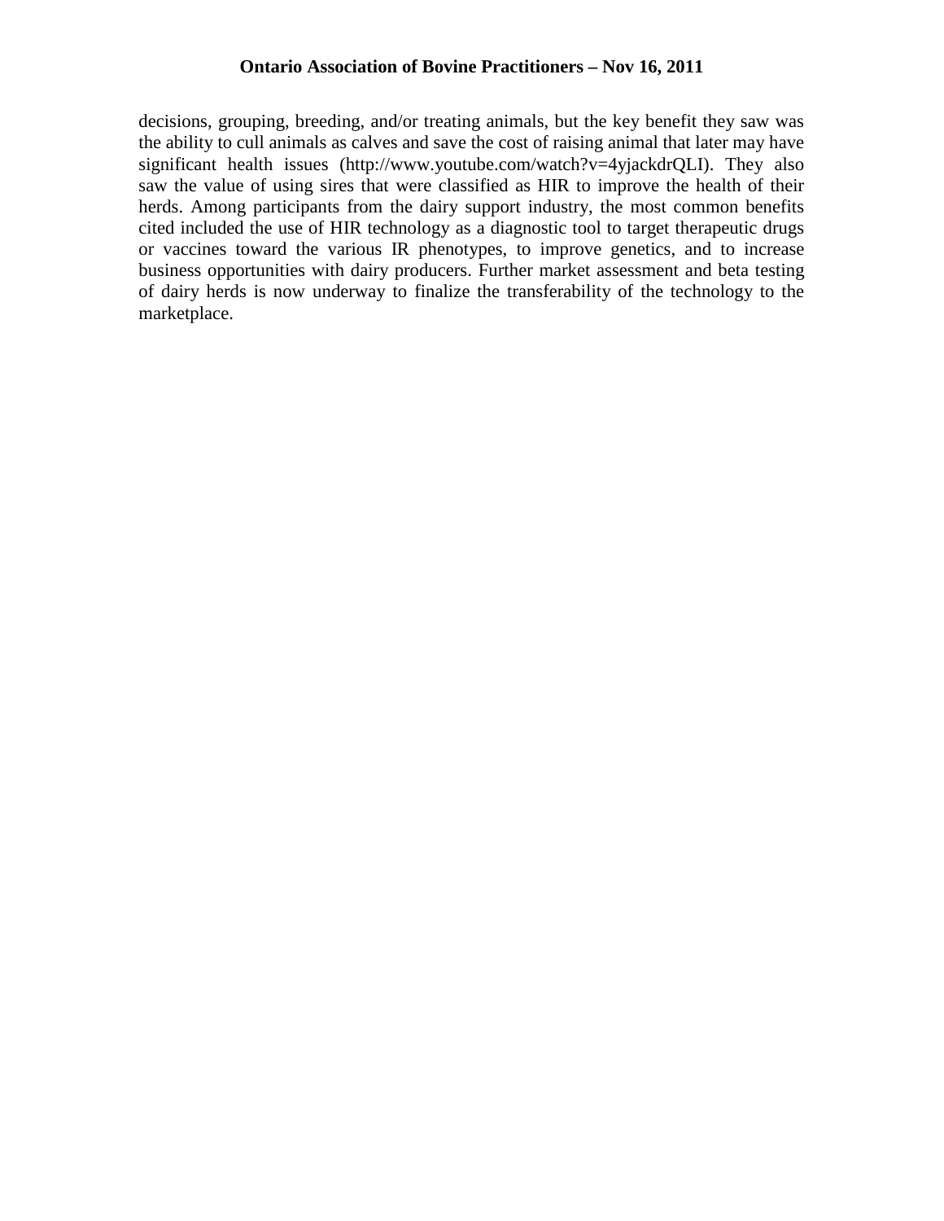decisions, grouping, breeding, and/or treating animals, but the key benefit they saw was the ability to cull animals as calves and save the cost of raising animal that later may have significant health issues (http://www.youtube.com/watch?v=4yjackdrQLI). They also saw the value of using sires that were classified as HIR to improve the health of their herds. Among participants from the dairy support industry, the most common benefits cited included the use of HIR technology as a diagnostic tool to target therapeutic drugs or vaccines toward the various IR phenotypes, to improve genetics, and to increase business opportunities with dairy producers. Further market assessment and beta testing of dairy herds is now underway to finalize the transferability of the technology to the marketplace.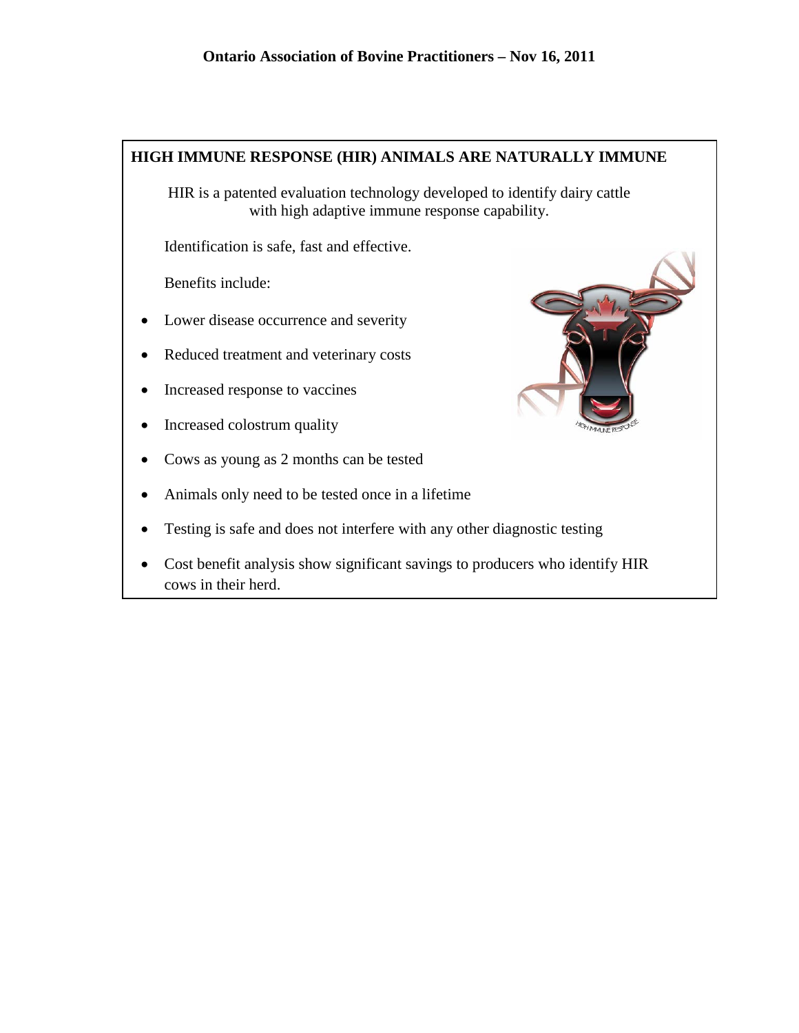## HIGH IMMUNE RESPONSE (HIR) ANIMALS ARE NATURALLY IMMUNE

HIR is a patented evaluation technology developed to identify dairy cattle with high adaptive immune response capability.

Identification is safe, fast and effective.

Benefits include:

- Lower disease occurrence and severity
- Reduced treatment and veterinary costs
- Increased response to vaccines
- Increased colostrum quality
- Cows as young as 2 months can be tested
- Animals only need to be tested once in a lifetime
- Testing is safe and does not interfere with any other diagnostic testing
- Cost benefit analysis show significant savings to producers who identify HIR cows in their herd.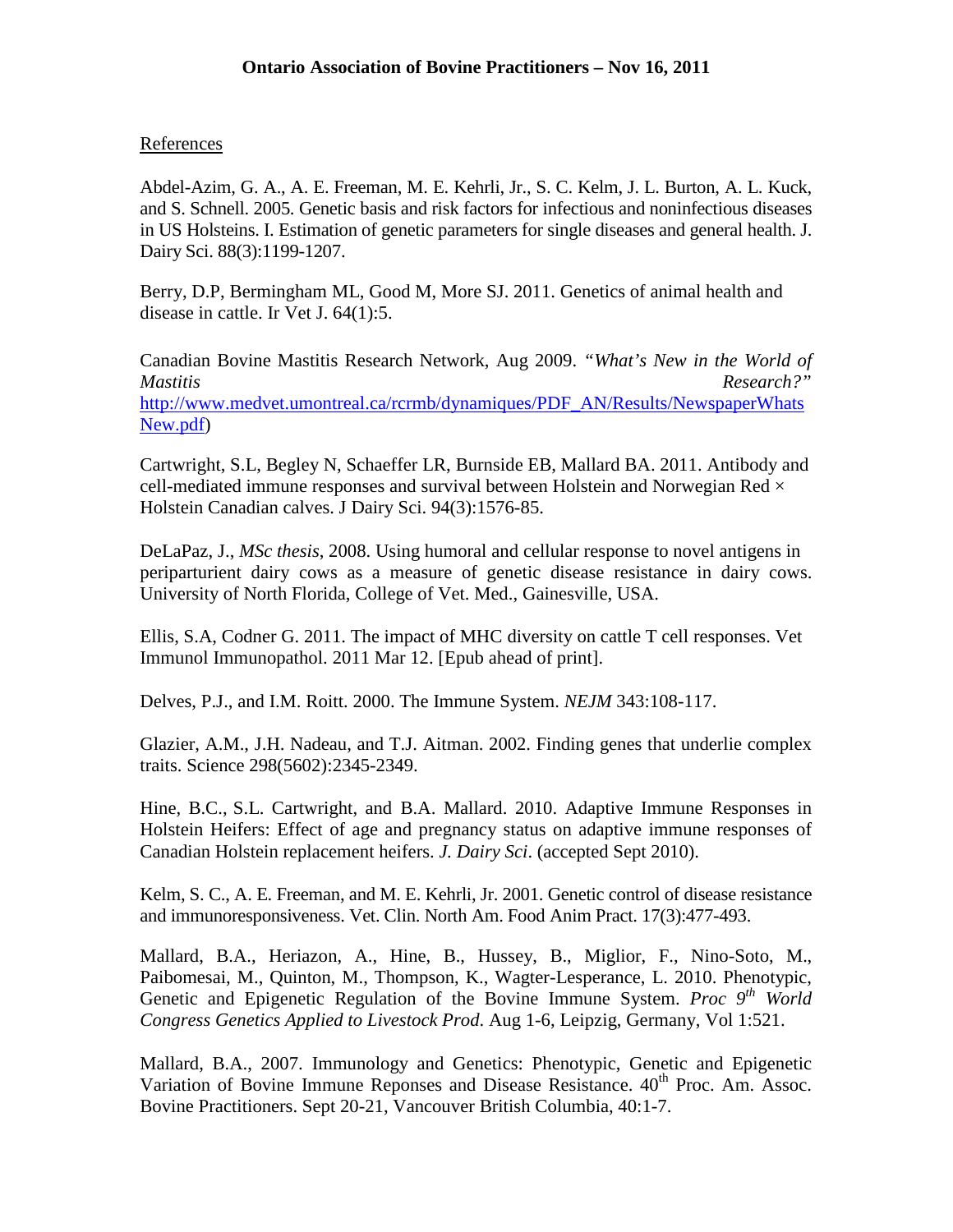References

Abdel-Azim, G. A., A. E. Freeman, M. E. Kehrli, Jr., S. C. Kelm, J. L. Burton, A. L. Kuck, and S. Schnell. 2005. Genetic basis and risk factors for infectious and noninfectious diseases in US Holsteins. I. Estimation of genetic parameters for single diseases and general health. J. Dairy Sci. 88(3):1199-1207.

Berry, D.P, Bermingham ML, Good M, More SJ. 2011. Genetics of animal health and disease in cattle. Ir Vet J. 64(1):5.

Canadian Bovine Mastitis Research Network, Aug 2009. *"What's New in the World of Mastitis Research?"* http://www.medvet.umontreal.ca/rcrmb/dynamiques/PDF_AN/Results/NewspaperWhatsNew.pdf)

Cartwright, S.L, Begley N, Schaeffer LR, Burnside EB, Mallard BA. 2011. Antibody and cell-mediated immune responses and survival between Holstein and Norwegian Red × Holstein Canadian calves. J Dairy Sci. 94(3):1576-85.

DeLaPaz, J., *MSc thesis*, 2008. Using humoral and cellular response to novel antigens in periparturient dairy cows as a measure of genetic disease resistance in dairy cows. University of North Florida, College of Vet. Med., Gainesville, USA.

Ellis, S.A, Codner G. 2011. The impact of MHC diversity on cattle T cell responses. Vet Immunol Immunopathol. 2011 Mar 12. [Epub ahead of print].

Delves, P.J., and I.M. Roitt. 2000. The Immune System. *NEJM* 343:108-117.

Glazier, A.M., J.H. Nadeau, and T.J. Aitman. 2002. Finding genes that underlie complex traits. Science 298(5602):2345-2349.

Hine, B.C., S.L. Cartwright, and B.A. Mallard. 2010. Adaptive Immune Responses in Holstein Heifers: Effect of age and pregnancy status on adaptive immune responses of Canadian Holstein replacement heifers. *J. Dairy Sci*. (accepted Sept 2010).

Kelm, S. C., A. E. Freeman, and M. E. Kehrli, Jr. 2001. Genetic control of disease resistance and immunoresponsiveness. Vet. Clin. North Am. Food Anim Pract. 17(3):477-493.

Mallard, B.A., Heriazon, A., Hine, B., Hussey, B., Miglior, F., Nino-Soto, M., Paibomesai, M., Quinton, M., Thompson, K., Wagter-Lesperance, L. 2010. Phenotypic, Genetic and Epigenetic Regulation of the Bovine Immune System. *Proc 9th World Congress Genetics Applied to Livestock Prod*. Aug 1-6, Leipzig, Germany, Vol 1:521.

Mallard, B.A., 2007. Immunology and Genetics: Phenotypic, Genetic and Epigenetic Variation of Bovine Immune Reponses and Disease Resistance. 40th Proc. Am. Assoc. Bovine Practitioners. Sept 20-21, Vancouver British Columbia, 40:1-7.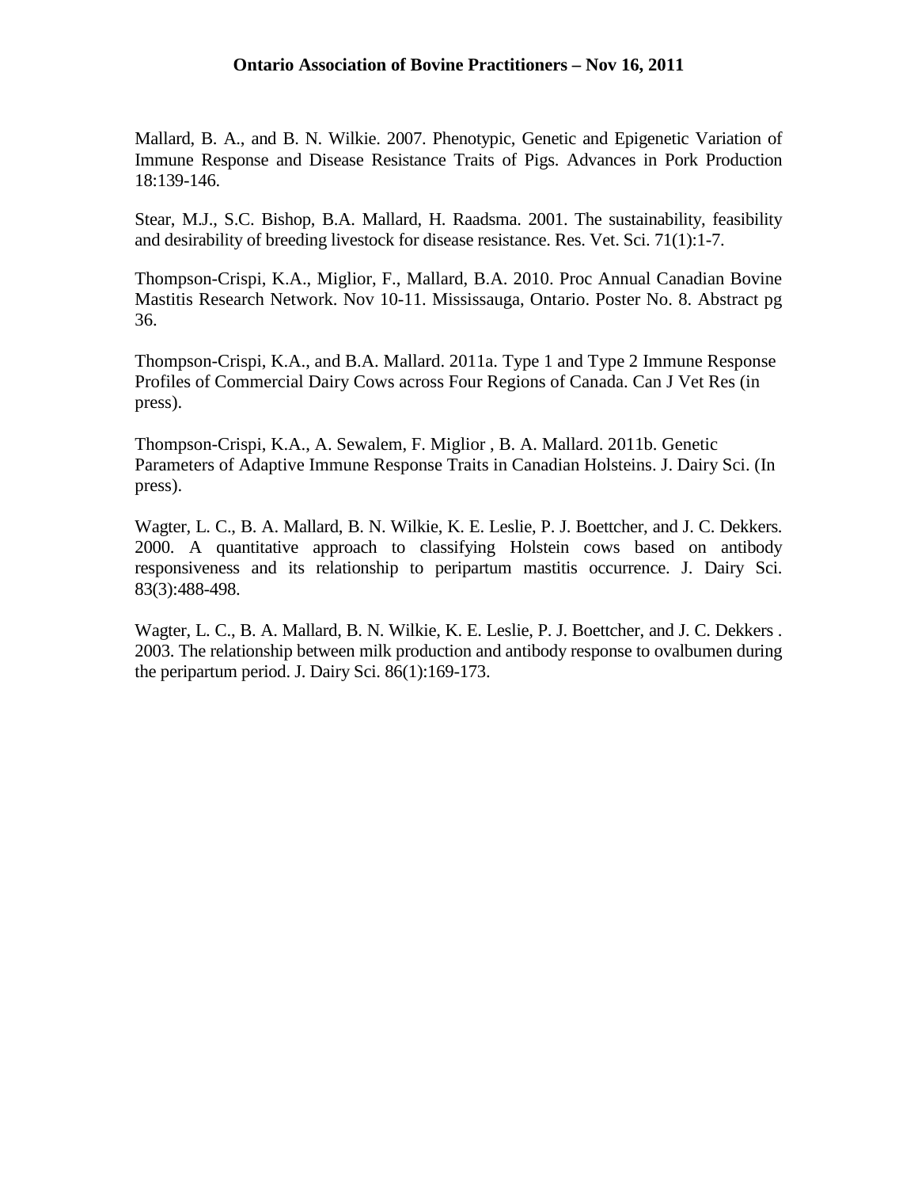Mallard, B. A., and B. N. Wilkie. 2007. Phenotypic, Genetic and Epigenetic Variation of Immune Response and Disease Resistance Traits of Pigs. Advances in Pork Production 18:139-146.

Stear, M.J., S.C. Bishop, B.A. Mallard, H. Raadsma. 2001. The sustainability, feasibility and desirability of breeding livestock for disease resistance. Res. Vet. Sci. 71(1):1-7.

Thompson-Crispi, K.A., Miglior, F., Mallard, B.A. 2010. Proc Annual Canadian Bovine Mastitis Research Network. Nov 10-11. Mississauga, Ontario. Poster No. 8. Abstract pg 36.

Thompson-Crispi, K.A., and B.A. Mallard. 2011a. Type 1 and Type 2 Immune Response Profiles of Commercial Dairy Cows across Four Regions of Canada. Can J Vet Res (in press).

Thompson-Crispi, K.A., A. Sewalem, F. Miglior , B. A. Mallard. 2011b. Genetic Parameters of Adaptive Immune Response Traits in Canadian Holsteins. J. Dairy Sci. (In press).

Wagter, L. C., B. A. Mallard, B. N. Wilkie, K. E. Leslie, P. J. Boettcher, and J. C. Dekkers. 2000. A quantitative approach to classifying Holstein cows based on antibody responsiveness and its relationship to peripartum mastitis occurrence. J. Dairy Sci. 83(3):488-498.

Wagter, L. C., B. A. Mallard, B. N. Wilkie, K. E. Leslie, P. J. Boettcher, and J. C. Dekkers . 2003. The relationship between milk production and antibody response to ovalbumen during the peripartum period. J. Dairy Sci. 86(1):169-173.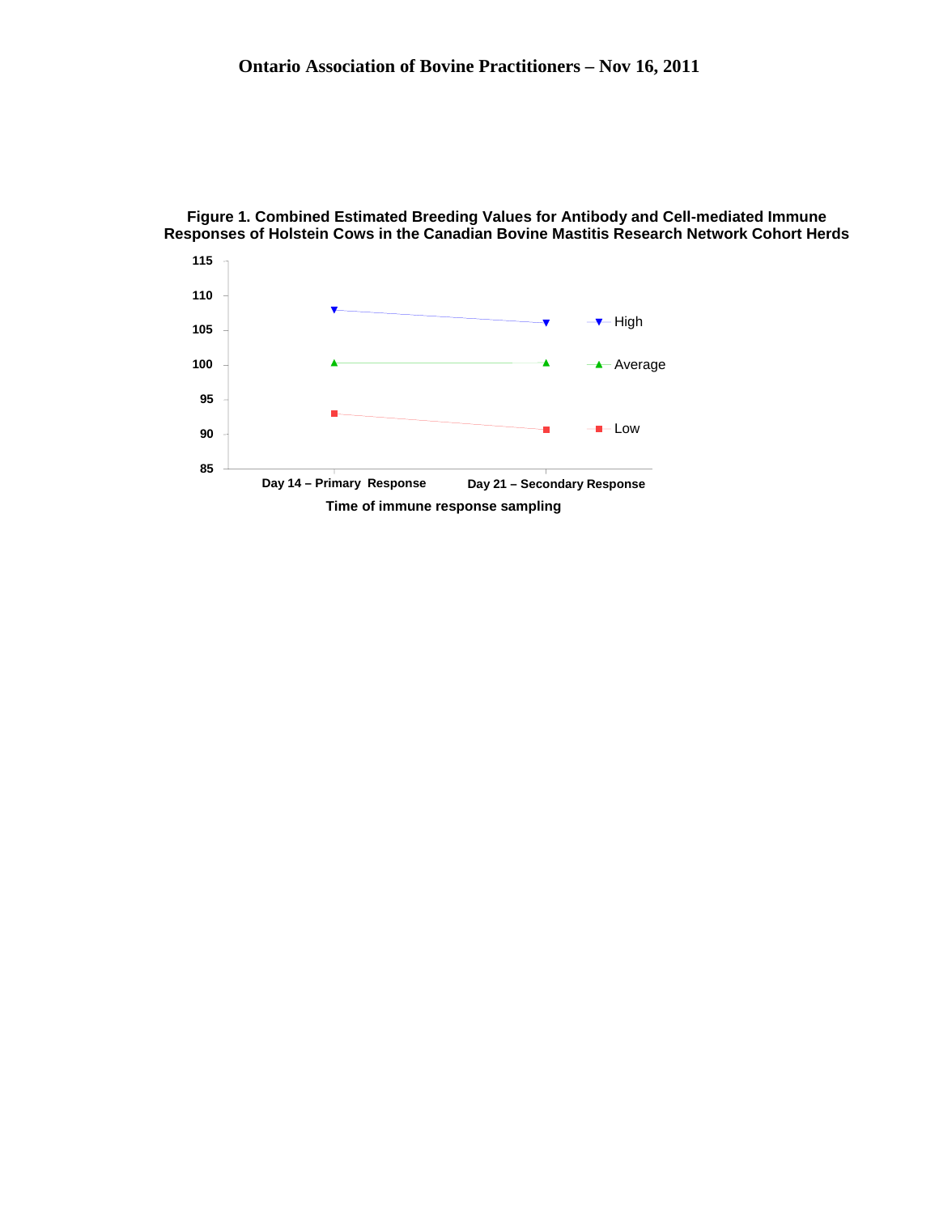**Figure 1. Combined Estimated Breeding Values for Antibody and Cell-mediated Immune Responses of Holstein Cows in the Canadian Bovine Mastitis Research Network Cohort Herds**

115
110
105
100
95
90
85

High
Average
Low

Day 14 – Primary Response
Day 21 – Secondary Response

Time of immune response sampling